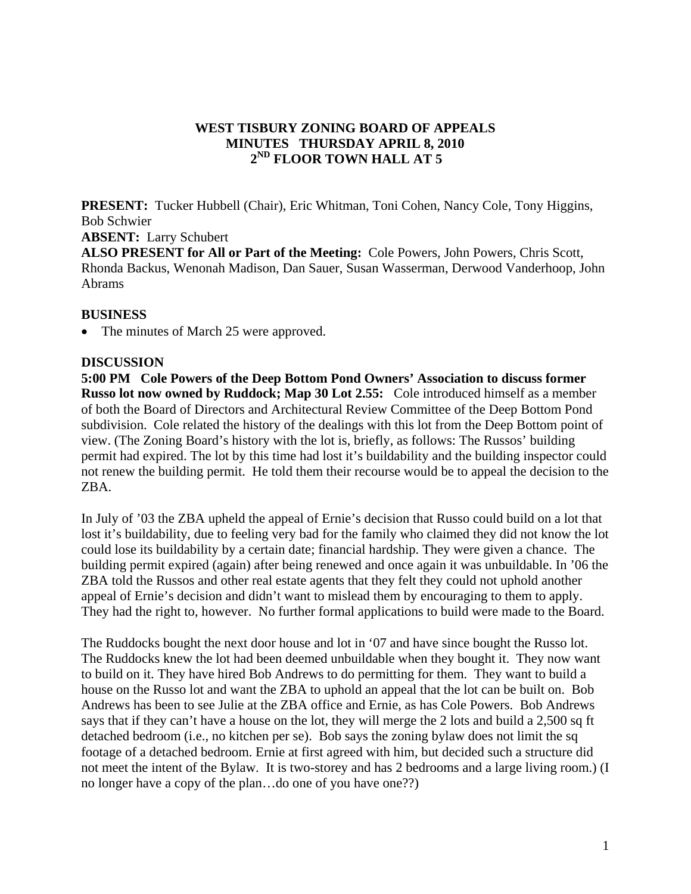**WEST TISBURY ZONING BOARD OF APPEALS**
**MINUTES THURSDAY APRIL 8, 2010**
**2ND FLOOR TOWN HALL AT 5**

**PRESENT:** Tucker Hubbell (Chair), Eric Whitman, Toni Cohen, Nancy Cole, Tony Higgins, Bob Schwier
**ABSENT:** Larry Schubert
**ALSO PRESENT for All or Part of the Meeting:** Cole Powers, John Powers, Chris Scott, Rhonda Backus, Wenonah Madison, Dan Sauer, Susan Wasserman, Derwood Vanderhoop, John Abrams

**BUSINESS**

- The minutes of March 25 were approved.

**DISCUSSION**

**5:00 PM Cole Powers of the Deep Bottom Pond Owners' Association to discuss former Russo lot now owned by Ruddock; Map 30 Lot 2.55:** Cole introduced himself as a member of both the Board of Directors and Architectural Review Committee of the Deep Bottom Pond subdivision. Cole related the history of the dealings with this lot from the Deep Bottom point of view. (The Zoning Board's history with the lot is, briefly, as follows: The Russos' building permit had expired. The lot by this time had lost it's buildability and the building inspector could not renew the building permit. He told them their recourse would be to appeal the decision to the ZBA.

In July of '03 the ZBA upheld the appeal of Ernie's decision that Russo could build on a lot that lost it's buildability, due to feeling very bad for the family who claimed they did not know the lot could lose its buildability by a certain date; financial hardship. They were given a chance. The building permit expired (again) after being renewed and once again it was unbuildable. In '06 the ZBA told the Russos and other real estate agents that they felt they could not uphold another appeal of Ernie's decision and didn't want to mislead them by encouraging to them to apply. They had the right to, however. No further formal applications to build were made to the Board.

The Ruddocks bought the next door house and lot in '07 and have since bought the Russo lot. The Ruddocks knew the lot had been deemed unbuildable when they bought it. They now want to build on it. They have hired Bob Andrews to do permitting for them. They want to build a house on the Russo lot and want the ZBA to uphold an appeal that the lot can be built on. Bob Andrews has been to see Julie at the ZBA office and Ernie, as has Cole Powers. Bob Andrews says that if they can't have a house on the lot, they will merge the 2 lots and build a 2,500 sq ft detached bedroom (i.e., no kitchen per se). Bob says the zoning bylaw does not limit the sq footage of a detached bedroom. Ernie at first agreed with him, but decided such a structure did not meet the intent of the Bylaw. It is two-storey and has 2 bedrooms and a large living room.) (I no longer have a copy of the plan…do one of you have one??)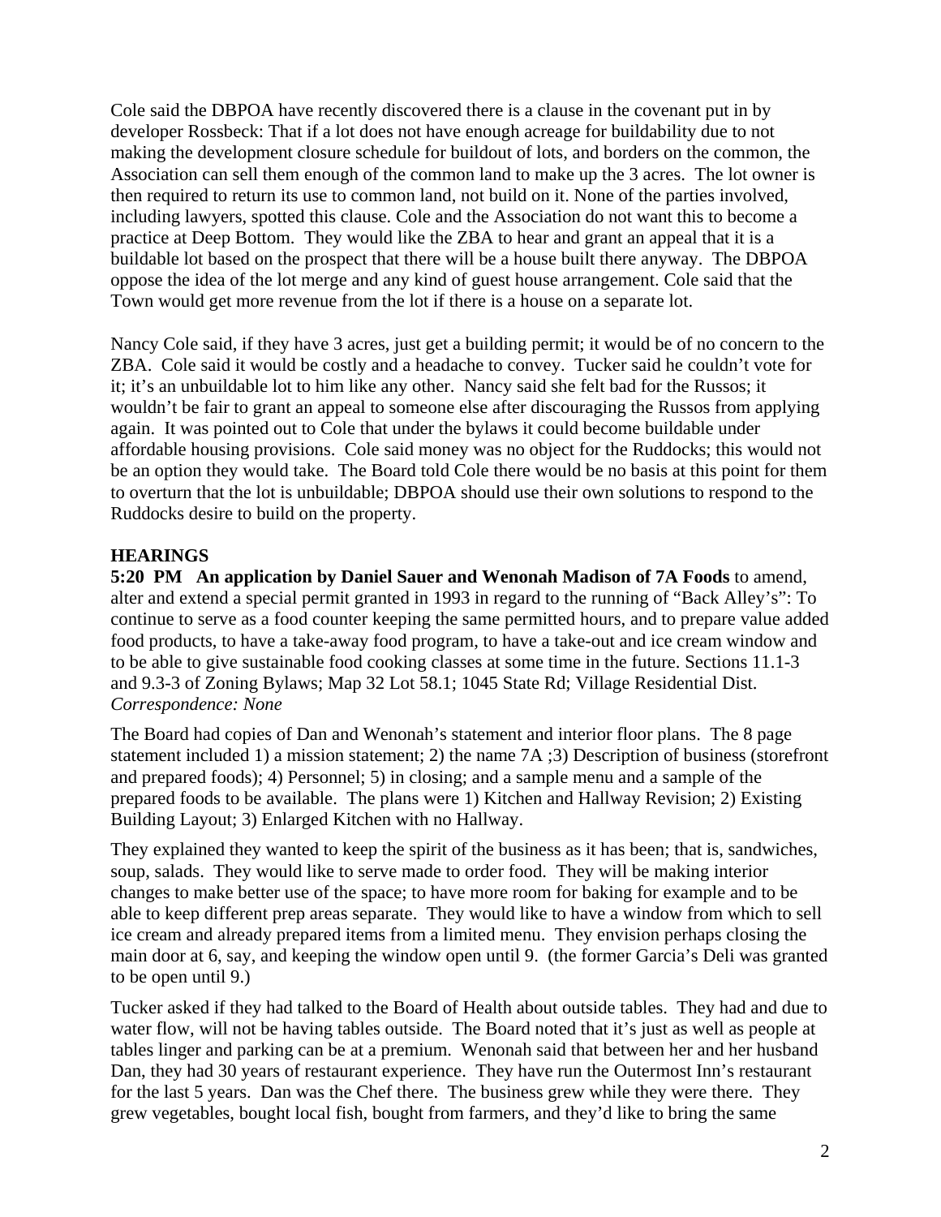Cole said the DBPOA have recently discovered there is a clause in the covenant put in by developer Rossbeck: That if a lot does not have enough acreage for buildability due to not making the development closure schedule for buildout of lots, and borders on the common, the Association can sell them enough of the common land to make up the 3 acres. The lot owner is then required to return its use to common land, not build on it. None of the parties involved, including lawyers, spotted this clause. Cole and the Association do not want this to become a practice at Deep Bottom. They would like the ZBA to hear and grant an appeal that it is a buildable lot based on the prospect that there will be a house built there anyway. The DBPOA oppose the idea of the lot merge and any kind of guest house arrangement. Cole said that the Town would get more revenue from the lot if there is a house on a separate lot.

Nancy Cole said, if they have 3 acres, just get a building permit; it would be of no concern to the ZBA. Cole said it would be costly and a headache to convey. Tucker said he couldn't vote for it; it's an unbuildable lot to him like any other. Nancy said she felt bad for the Russos; it wouldn't be fair to grant an appeal to someone else after discouraging the Russos from applying again. It was pointed out to Cole that under the bylaws it could become buildable under affordable housing provisions. Cole said money was no object for the Ruddocks; this would not be an option they would take. The Board told Cole there would be no basis at this point for them to overturn that the lot is unbuildable; DBPOA should use their own solutions to respond to the Ruddocks desire to build on the property.

## HEARINGS

**5:20 PM An application by Daniel Sauer and Wenonah Madison of 7A Foods** to amend, alter and extend a special permit granted in 1993 in regard to the running of "Back Alley's": To continue to serve as a food counter keeping the same permitted hours, and to prepare value added food products, to have a take-away food program, to have a take-out and ice cream window and to be able to give sustainable food cooking classes at some time in the future. Sections 11.1-3 and 9.3-3 of Zoning Bylaws; Map 32 Lot 58.1; 1045 State Rd; Village Residential Dist.
*Correspondence: None*

The Board had copies of Dan and Wenonah's statement and interior floor plans. The 8 page statement included 1) a mission statement; 2) the name 7A ;3) Description of business (storefront and prepared foods); 4) Personnel; 5) in closing; and a sample menu and a sample of the prepared foods to be available. The plans were 1) Kitchen and Hallway Revision; 2) Existing Building Layout; 3) Enlarged Kitchen with no Hallway.

They explained they wanted to keep the spirit of the business as it has been; that is, sandwiches, soup, salads. They would like to serve made to order food. They will be making interior changes to make better use of the space; to have more room for baking for example and to be able to keep different prep areas separate. They would like to have a window from which to sell ice cream and already prepared items from a limited menu. They envision perhaps closing the main door at 6, say, and keeping the window open until 9. (the former Garcia's Deli was granted to be open until 9.)

Tucker asked if they had talked to the Board of Health about outside tables. They had and due to water flow, will not be having tables outside. The Board noted that it's just as well as people at tables linger and parking can be at a premium. Wenonah said that between her and her husband Dan, they had 30 years of restaurant experience. They have run the Outermost Inn's restaurant for the last 5 years. Dan was the Chef there. The business grew while they were there. They grew vegetables, bought local fish, bought from farmers, and they'd like to bring the same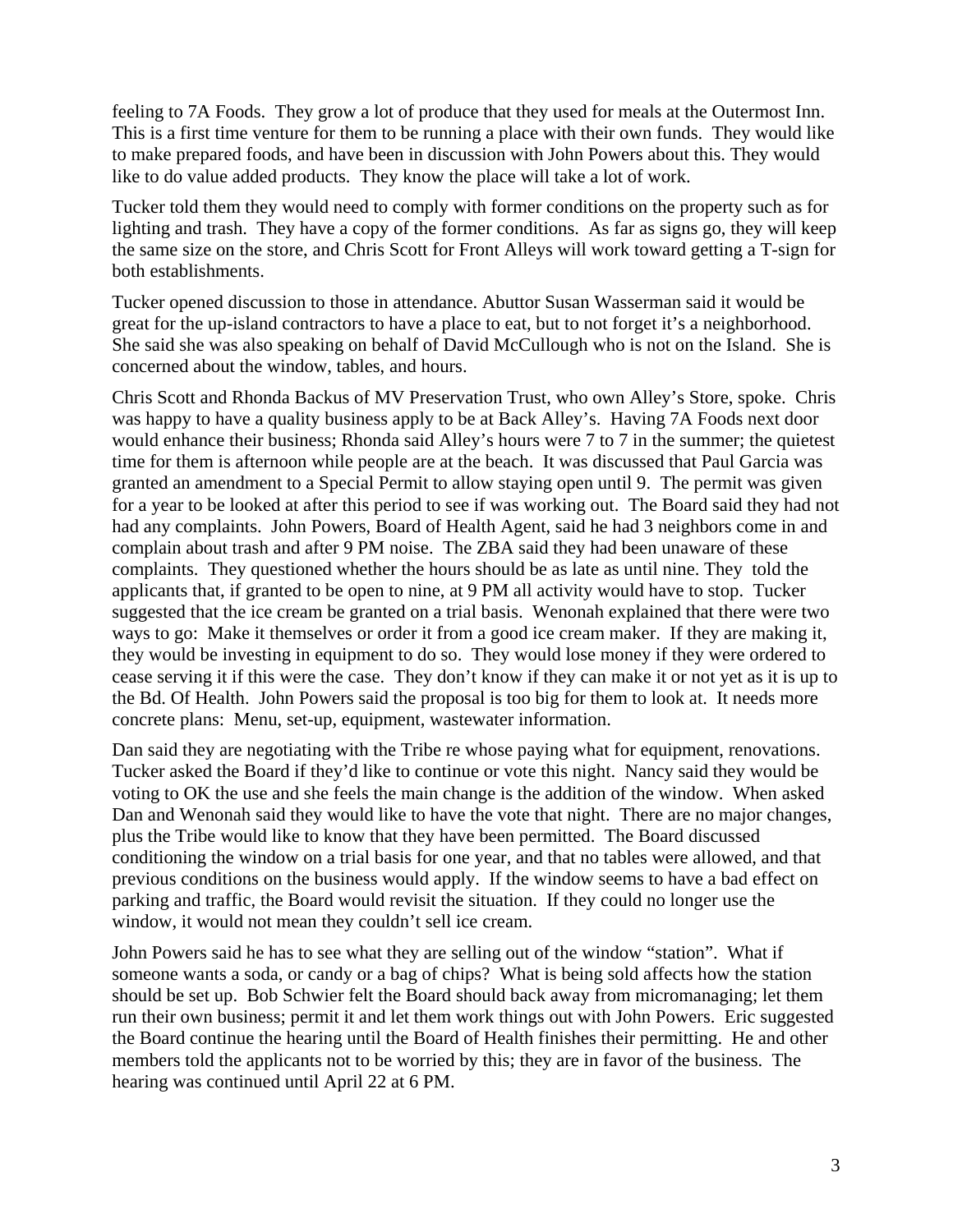feeling to 7A Foods. They grow a lot of produce that they used for meals at the Outermost Inn. This is a first time venture for them to be running a place with their own funds. They would like to make prepared foods, and have been in discussion with John Powers about this. They would like to do value added products. They know the place will take a lot of work.

Tucker told them they would need to comply with former conditions on the property such as for lighting and trash. They have a copy of the former conditions. As far as signs go, they will keep the same size on the store, and Chris Scott for Front Alleys will work toward getting a T-sign for both establishments.

Tucker opened discussion to those in attendance. Abuttor Susan Wasserman said it would be great for the up-island contractors to have a place to eat, but to not forget it's a neighborhood. She said she was also speaking on behalf of David McCullough who is not on the Island. She is concerned about the window, tables, and hours.

Chris Scott and Rhonda Backus of MV Preservation Trust, who own Alley's Store, spoke. Chris was happy to have a quality business apply to be at Back Alley's. Having 7A Foods next door would enhance their business; Rhonda said Alley's hours were 7 to 7 in the summer; the quietest time for them is afternoon while people are at the beach. It was discussed that Paul Garcia was granted an amendment to a Special Permit to allow staying open until 9. The permit was given for a year to be looked at after this period to see if was working out. The Board said they had not had any complaints. John Powers, Board of Health Agent, said he had 3 neighbors come in and complain about trash and after 9 PM noise. The ZBA said they had been unaware of these complaints. They questioned whether the hours should be as late as until nine. They told the applicants that, if granted to be open to nine, at 9 PM all activity would have to stop. Tucker suggested that the ice cream be granted on a trial basis. Wenonah explained that there were two ways to go: Make it themselves or order it from a good ice cream maker. If they are making it, they would be investing in equipment to do so. They would lose money if they were ordered to cease serving it if this were the case. They don't know if they can make it or not yet as it is up to the Bd. Of Health. John Powers said the proposal is too big for them to look at. It needs more concrete plans: Menu, set-up, equipment, wastewater information.

Dan said they are negotiating with the Tribe re whose paying what for equipment, renovations. Tucker asked the Board if they'd like to continue or vote this night. Nancy said they would be voting to OK the use and she feels the main change is the addition of the window. When asked Dan and Wenonah said they would like to have the vote that night. There are no major changes, plus the Tribe would like to know that they have been permitted. The Board discussed conditioning the window on a trial basis for one year, and that no tables were allowed, and that previous conditions on the business would apply. If the window seems to have a bad effect on parking and traffic, the Board would revisit the situation. If they could no longer use the window, it would not mean they couldn't sell ice cream.

John Powers said he has to see what they are selling out of the window "station". What if someone wants a soda, or candy or a bag of chips? What is being sold affects how the station should be set up. Bob Schwier felt the Board should back away from micromanaging; let them run their own business; permit it and let them work things out with John Powers. Eric suggested the Board continue the hearing until the Board of Health finishes their permitting. He and other members told the applicants not to be worried by this; they are in favor of the business. The hearing was continued until April 22 at 6 PM.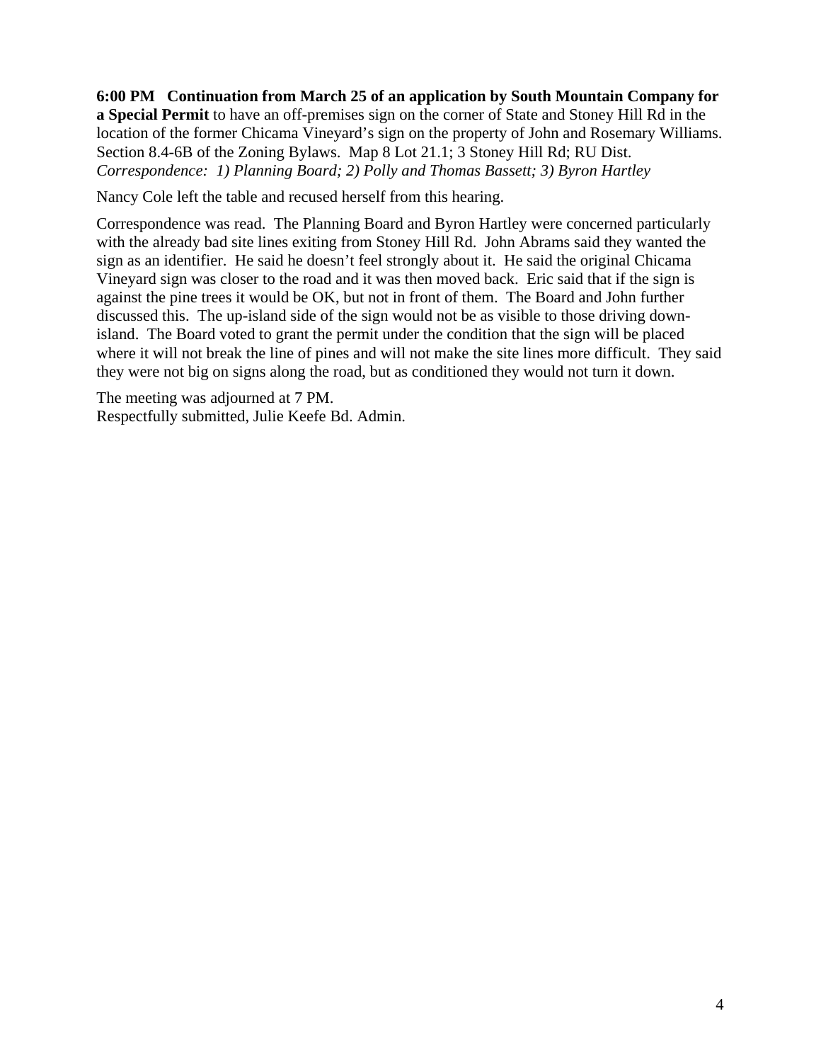**6:00 PM Continuation from March 25 of an application by South Mountain Company for a Special Permit** to have an off-premises sign on the corner of State and Stoney Hill Rd in the location of the former Chicama Vineyard's sign on the property of John and Rosemary Williams. Section 8.4-6B of the Zoning Bylaws. Map 8 Lot 21.1; 3 Stoney Hill Rd; RU Dist.
*Correspondence: 1) Planning Board; 2) Polly and Thomas Bassett; 3) Byron Hartley*

Nancy Cole left the table and recused herself from this hearing.

Correspondence was read. The Planning Board and Byron Hartley were concerned particularly with the already bad site lines exiting from Stoney Hill Rd. John Abrams said they wanted the sign as an identifier. He said he doesn't feel strongly about it. He said the original Chicama Vineyard sign was closer to the road and it was then moved back. Eric said that if the sign is against the pine trees it would be OK, but not in front of them. The Board and John further discussed this. The up-island side of the sign would not be as visible to those driving down-island. The Board voted to grant the permit under the condition that the sign will be placed where it will not break the line of pines and will not make the site lines more difficult. They said they were not big on signs along the road, but as conditioned they would not turn it down.

The meeting was adjourned at 7 PM.
Respectfully submitted, Julie Keefe Bd. Admin.